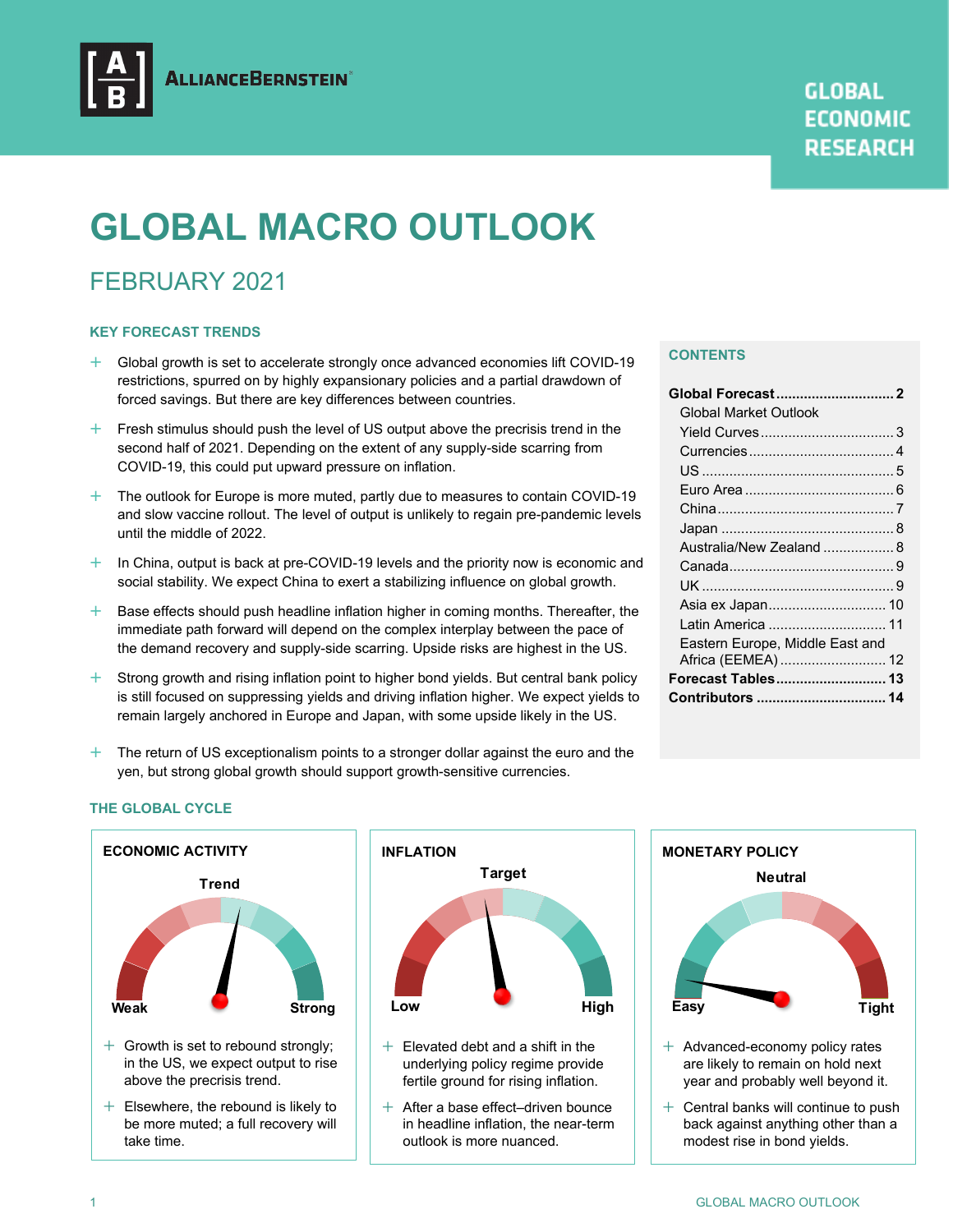ALLIANCEBERNSTEIN

GLOBAL ECONOMIC RESEARCH

# GLOBAL MACRO OUTLOOK

## FEBRUARY 2021

### KEY FORECAST TRENDS

- Global growth is set to accelerate strongly once advanced economies lift COVID-19 restrictions, spurred on by highly expansionary policies and a partial drawdown of forced savings. But there are key differences between countries.
- Fresh stimulus should push the level of US output above the precrisis trend in the second half of 2021. Depending on the extent of any supply-side scarring from COVID-19, this could put upward pressure on inflation.
- The outlook for Europe is more muted, partly due to measures to contain COVID-19 and slow vaccine rollout. The level of output is unlikely to regain pre-pandemic levels until the middle of 2022.
- In China, output is back at pre-COVID-19 levels and the priority now is economic and social stability. We expect China to exert a stabilizing influence on global growth.
- Base effects should push headline inflation higher in coming months. Thereafter, the immediate path forward will depend on the complex interplay between the pace of the demand recovery and supply-side scarring. Upside risks are highest in the US.
- Strong growth and rising inflation point to higher bond yields. But central bank policy is still focused on suppressing yields and driving inflation higher. We expect yields to remain largely anchored in Europe and Japan, with some upside likely in the US.
- The return of US exceptionalism points to a stronger dollar against the euro and the yen, but strong global growth should support growth-sensitive currencies.

### CONTENTS

- **Global Forecast** .............. 2
  - Global Market Outlook
  - Yield Curves .............. 3
  - Currencies .............. 4
  - US .............. 5
  - Euro Area .............. 6
  - China .............. 7
  - Japan .............. 8
  - Australia/New Zealand .............. 8
  - Canada .............. 9
  - UK .............. 9
  - Asia ex Japan .............. 10
  - Latin America .............. 11
  - Eastern Europe, Middle East and Africa (EEMEA) .............. 12
- **Forecast Tables** .............. 13
- **Contributors** .............. 14

### THE GLOBAL CYCLE

#### ECONOMIC ACTIVITY

Trend

Weak — Strong

- Growth is set to rebound strongly; in the US, we expect output to rise above the precrisis trend.
- Elsewhere, the rebound is likely to be more muted; a full recovery will take time.

#### INFLATION

Target

Low — High

- Elevated debt and a shift in the underlying policy regime provide fertile ground for rising inflation.
- After a base effect–driven bounce in headline inflation, the near-term outlook is more nuanced.

#### MONETARY POLICY

Neutral

Easy — Tight

- Advanced-economy policy rates are likely to remain on hold next year and probably well beyond it.
- Central banks will continue to push back against anything other than a modest rise in bond yields.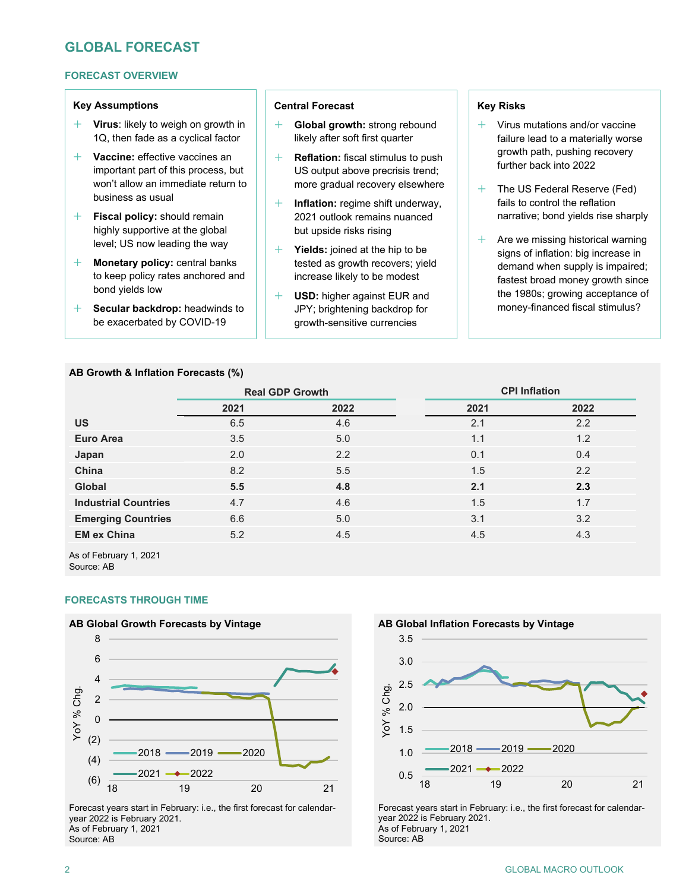## GLOBAL FORECAST

### FORECAST OVERVIEW

**Key Assumptions**

- **Virus**: likely to weigh on growth in 1Q, then fade as a cyclical factor
- **Vaccine:** effective vaccines an important part of this process, but won't allow an immediate return to business as usual
- **Fiscal policy:** should remain highly supportive at the global level; US now leading the way
- **Monetary policy:** central banks to keep policy rates anchored and bond yields low
- **Secular backdrop:** headwinds to be exacerbated by COVID-19

**Central Forecast**

- **Global growth:** strong rebound likely after soft first quarter
- **Reflation:** fiscal stimulus to push US output above precrisis trend; more gradual recovery elsewhere
- **Inflation:** regime shift underway, 2021 outlook remains nuanced but upside risks rising
- **Yields:** joined at the hip to be tested as growth recovers; yield increase likely to be modest
- **USD:** higher against EUR and JPY; brightening backdrop for growth-sensitive currencies

**Key Risks**

- Virus mutations and/or vaccine failure lead to a materially worse growth path, pushing recovery further back into 2022
- The US Federal Reserve (Fed) fails to control the reflation narrative; bond yields rise sharply
- Are we missing historical warning signs of inflation: big increase in demand when supply is impaired; fastest broad money growth since the 1980s; growing acceptance of money-financed fiscal stimulus?

**AB Growth & Inflation Forecasts (%)**

| | Real GDP Growth | | CPI Inflation | |
|---|---|---|---|---|
| | 2021 | 2022 | 2021 | 2022 |
| **US** | 6.5 | 4.6 | 2.1 | 2.2 |
| **Euro Area** | 3.5 | 5.0 | 1.1 | 1.2 |
| **Japan** | 2.0 | 2.2 | 0.1 | 0.4 |
| **China** | 8.2 | 5.5 | 1.5 | 2.2 |
| **Global** | **5.5** | **4.8** | **2.1** | **2.3** |
| **Industrial Countries** | 4.7 | 4.6 | 1.5 | 1.7 |
| **Emerging Countries** | 6.6 | 5.0 | 3.1 | 3.2 |
| **EM ex China** | 5.2 | 4.5 | 4.5 | 4.3 |

As of February 1, 2021
Source: AB

### FORECASTS THROUGH TIME

**AB Global Growth Forecasts by Vintage**

Forecast years start in February: i.e., the first forecast for calendar-year 2022 is February 2021.
As of February 1, 2021
Source: AB

**AB Global Inflation Forecasts by Vintage**

Forecast years start in February: i.e., the first forecast for calendar-year 2022 is February 2021.
As of February 1, 2021
Source: AB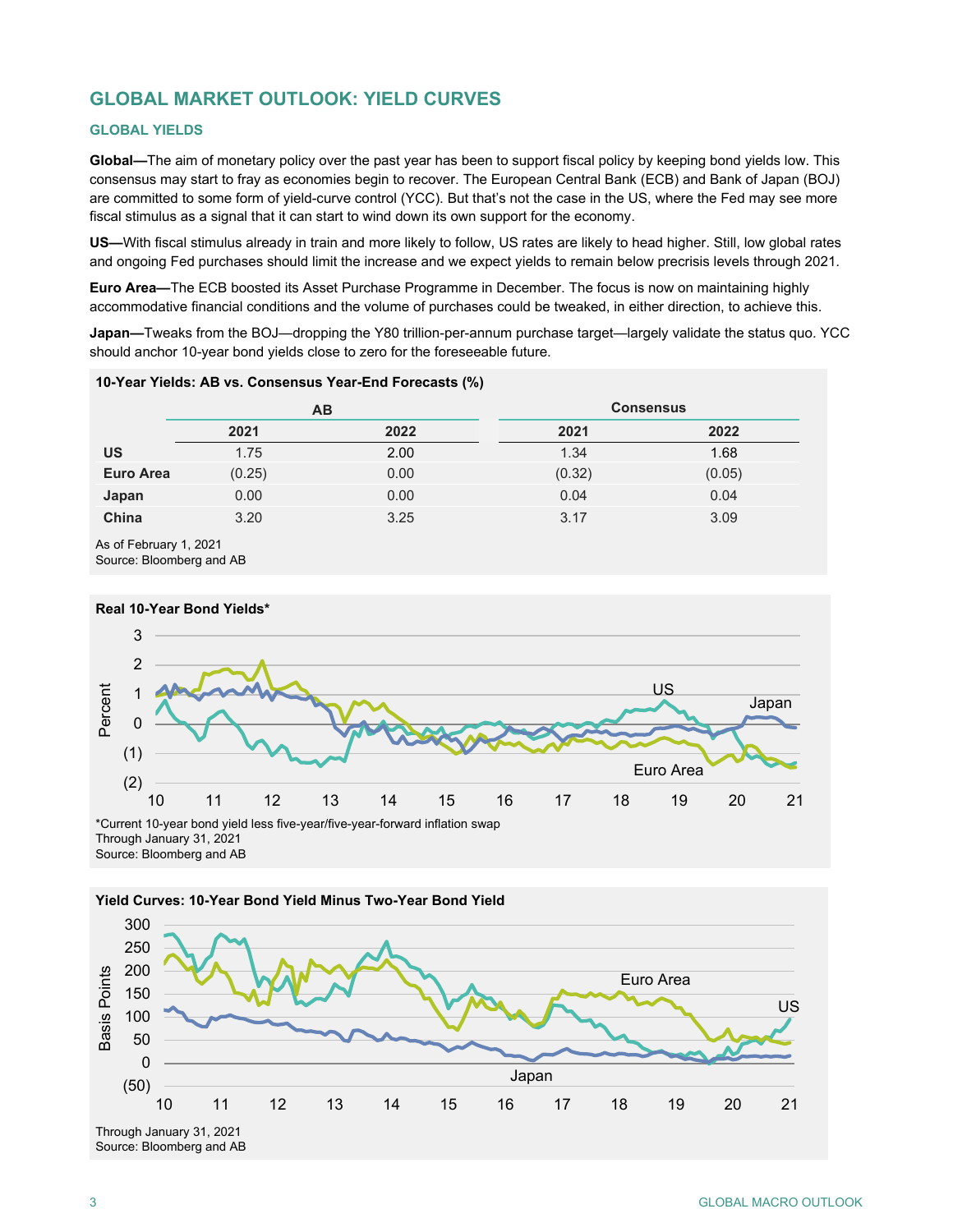## GLOBAL MARKET OUTLOOK: YIELD CURVES

### GLOBAL YIELDS

**Global—**The aim of monetary policy over the past year has been to support fiscal policy by keeping bond yields low. This consensus may start to fray as economies begin to recover. The European Central Bank (ECB) and Bank of Japan (BOJ) are committed to some form of yield-curve control (YCC). But that's not the case in the US, where the Fed may see more fiscal stimulus as a signal that it can start to wind down its own support for the economy.

**US—**With fiscal stimulus already in train and more likely to follow, US rates are likely to head higher. Still, low global rates and ongoing Fed purchases should limit the increase and we expect yields to remain below precrisis levels through 2021.

**Euro Area—**The ECB boosted its Asset Purchase Programme in December. The focus is now on maintaining highly accommodative financial conditions and the volume of purchases could be tweaked, in either direction, to achieve this.

**Japan—**Tweaks from the BOJ—dropping the Y80 trillion-per-annum purchase target—largely validate the status quo. YCC should anchor 10-year bond yields close to zero for the foreseeable future.

**10-Year Yields: AB vs. Consensus Year-End Forecasts (%)**

| | AB | | Consensus | |
|---|---|---|---|---|
| | 2021 | 2022 | 2021 | 2022 |
| **US** | 1.75 | 2.00 | 1.34 | 1.68 |
| **Euro Area** | (0.25) | 0.00 | (0.32) | (0.05) |
| **Japan** | 0.00 | 0.00 | 0.04 | 0.04 |
| **China** | 3.20 | 3.25 | 3.17 | 3.09 |

As of February 1, 2021
Source: Bloomberg and AB

**Real 10-Year Bond Yields***

*Current 10-year bond yield less five-year/five-year-forward inflation swap
Through January 31, 2021
Source: Bloomberg and AB

**Yield Curves: 10-Year Bond Yield Minus Two-Year Bond Yield**

Through January 31, 2021
Source: Bloomberg and AB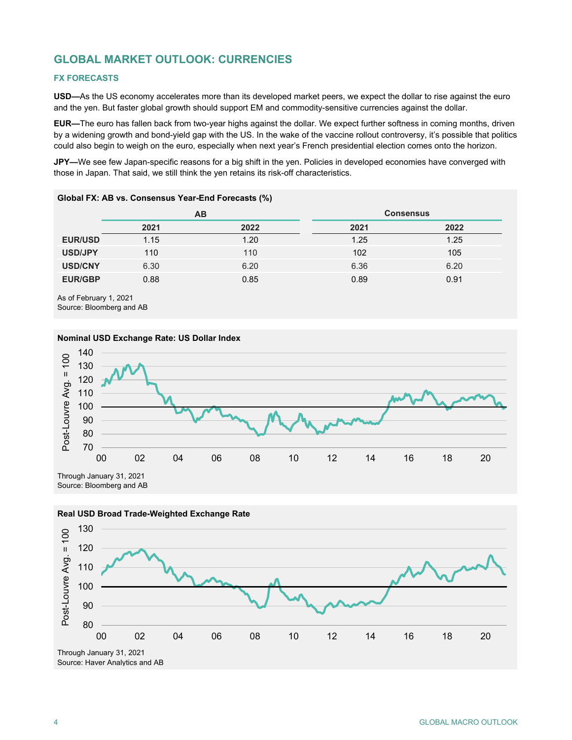## GLOBAL MARKET OUTLOOK: CURRENCIES

### FX FORECASTS

**USD—**As the US economy accelerates more than its developed market peers, we expect the dollar to rise against the euro and the yen. But faster global growth should support EM and commodity-sensitive currencies against the dollar.

**EUR—**The euro has fallen back from two-year highs against the dollar. We expect further softness in coming months, driven by a widening growth and bond-yield gap with the US. In the wake of the vaccine rollout controversy, it's possible that politics could also begin to weigh on the euro, especially when next year's French presidential election comes onto the horizon.

**JPY—**We see few Japan-specific reasons for a big shift in the yen. Policies in developed economies have converged with those in Japan. That said, we still think the yen retains its risk-off characteristics.

**Global FX: AB vs. Consensus Year-End Forecasts (%)**

| | AB | | Consensus | |
|---|---|---|---|---|
| | 2021 | 2022 | 2021 | 2022 |
| **EUR/USD** | 1.15 | 1.20 | 1.25 | 1.25 |
| **USD/JPY** | 110 | 110 | 102 | 105 |
| **USD/CNY** | 6.30 | 6.20 | 6.36 | 6.20 |
| **EUR/GBP** | 0.88 | 0.85 | 0.89 | 0.91 |

As of February 1, 2021
Source: Bloomberg and AB

**Nominal USD Exchange Rate: US Dollar Index**

Through January 31, 2021
Source: Bloomberg and AB

**Real USD Broad Trade-Weighted Exchange Rate**

Through January 31, 2021
Source: Haver Analytics and AB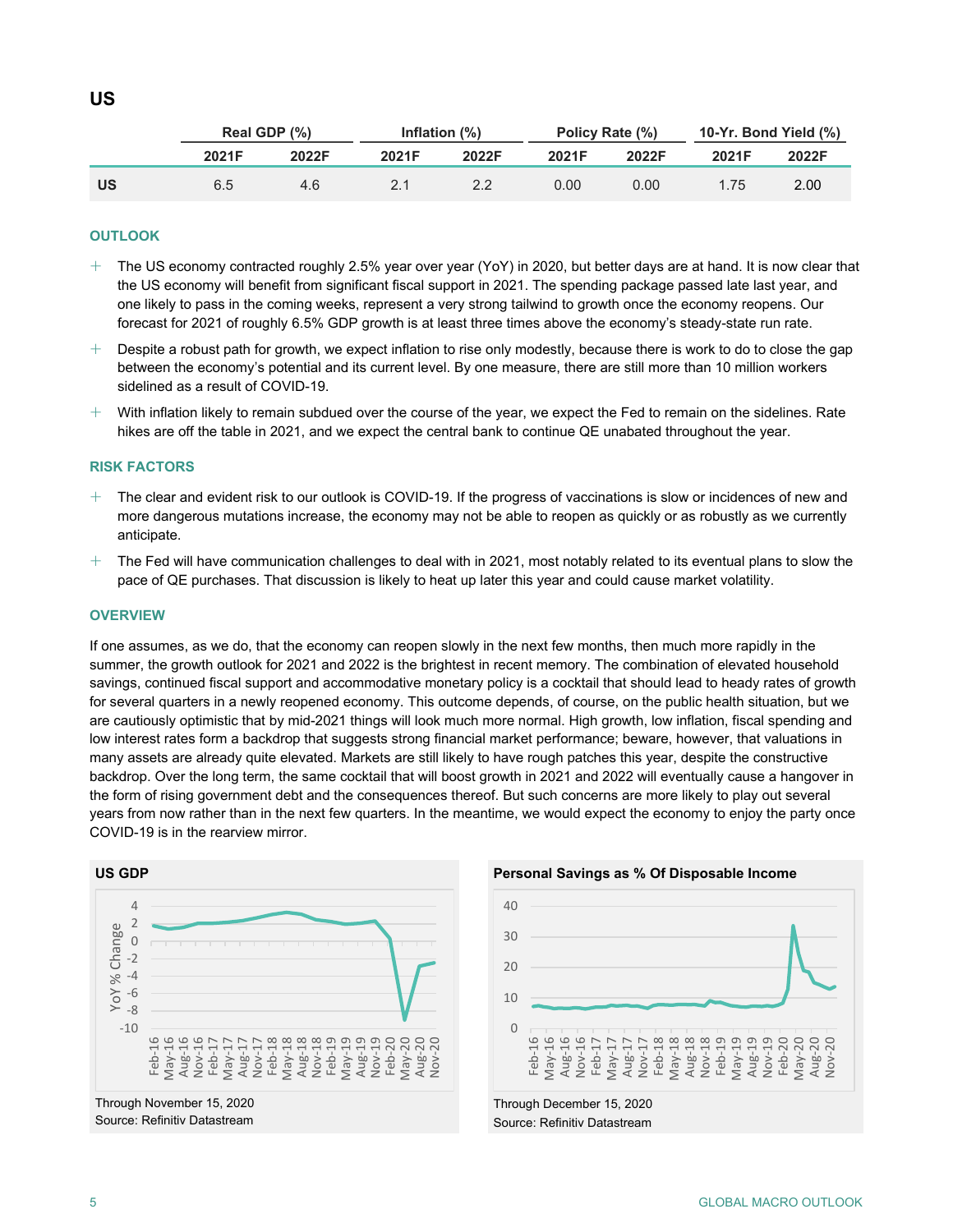# US

| | Real GDP (%) | | Inflation (%) | | Policy Rate (%) | | 10-Yr. Bond Yield (%) | |
|---|---|---|---|---|---|---|---|---|
| | 2021F | 2022F | 2021F | 2022F | 2021F | 2022F | 2021F | 2022F |
| US | 6.5 | 4.6 | 2.1 | 2.2 | 0.00 | 0.00 | 1.75 | 2.00 |

## OUTLOOK

+ The US economy contracted roughly 2.5% year over year (YoY) in 2020, but better days are at hand. It is now clear that the US economy will benefit from significant fiscal support in 2021. The spending package passed late last year, and one likely to pass in the coming weeks, represent a very strong tailwind to growth once the economy reopens. Our forecast for 2021 of roughly 6.5% GDP growth is at least three times above the economy's steady-state run rate.
+ Despite a robust path for growth, we expect inflation to rise only modestly, because there is work to do to close the gap between the economy's potential and its current level. By one measure, there are still more than 10 million workers sidelined as a result of COVID-19.
+ With inflation likely to remain subdued over the course of the year, we expect the Fed to remain on the sidelines. Rate hikes are off the table in 2021, and we expect the central bank to continue QE unabated throughout the year.

## RISK FACTORS

+ The clear and evident risk to our outlook is COVID-19. If the progress of vaccinations is slow or incidences of new and more dangerous mutations increase, the economy may not be able to reopen as quickly or as robustly as we currently anticipate.
+ The Fed will have communication challenges to deal with in 2021, most notably related to its eventual plans to slow the pace of QE purchases. That discussion is likely to heat up later this year and could cause market volatility.

## OVERVIEW

If one assumes, as we do, that the economy can reopen slowly in the next few months, then much more rapidly in the summer, the growth outlook for 2021 and 2022 is the brightest in recent memory. The combination of elevated household savings, continued fiscal support and accommodative monetary policy is a cocktail that should lead to heady rates of growth for several quarters in a newly reopened economy. This outcome depends, of course, on the public health situation, but we are cautiously optimistic that by mid-2021 things will look much more normal. High growth, low inflation, fiscal spending and low interest rates form a backdrop that suggests strong financial market performance; beware, however, that valuations in many assets are already quite elevated. Markets are still likely to have rough patches this year, despite the constructive backdrop. Over the long term, the same cocktail that will boost growth in 2021 and 2022 will eventually cause a hangover in the form of rising government debt and the consequences thereof. But such concerns are more likely to play out several years from now rather than in the next few quarters. In the meantime, we would expect the economy to enjoy the party once COVID-19 is in the rearview mirror.

**US GDP**

Through November 15, 2020
Source: Refinitiv Datastream

**Personal Savings as % Of Disposable Income**

Through December 15, 2020
Source: Refinitiv Datastream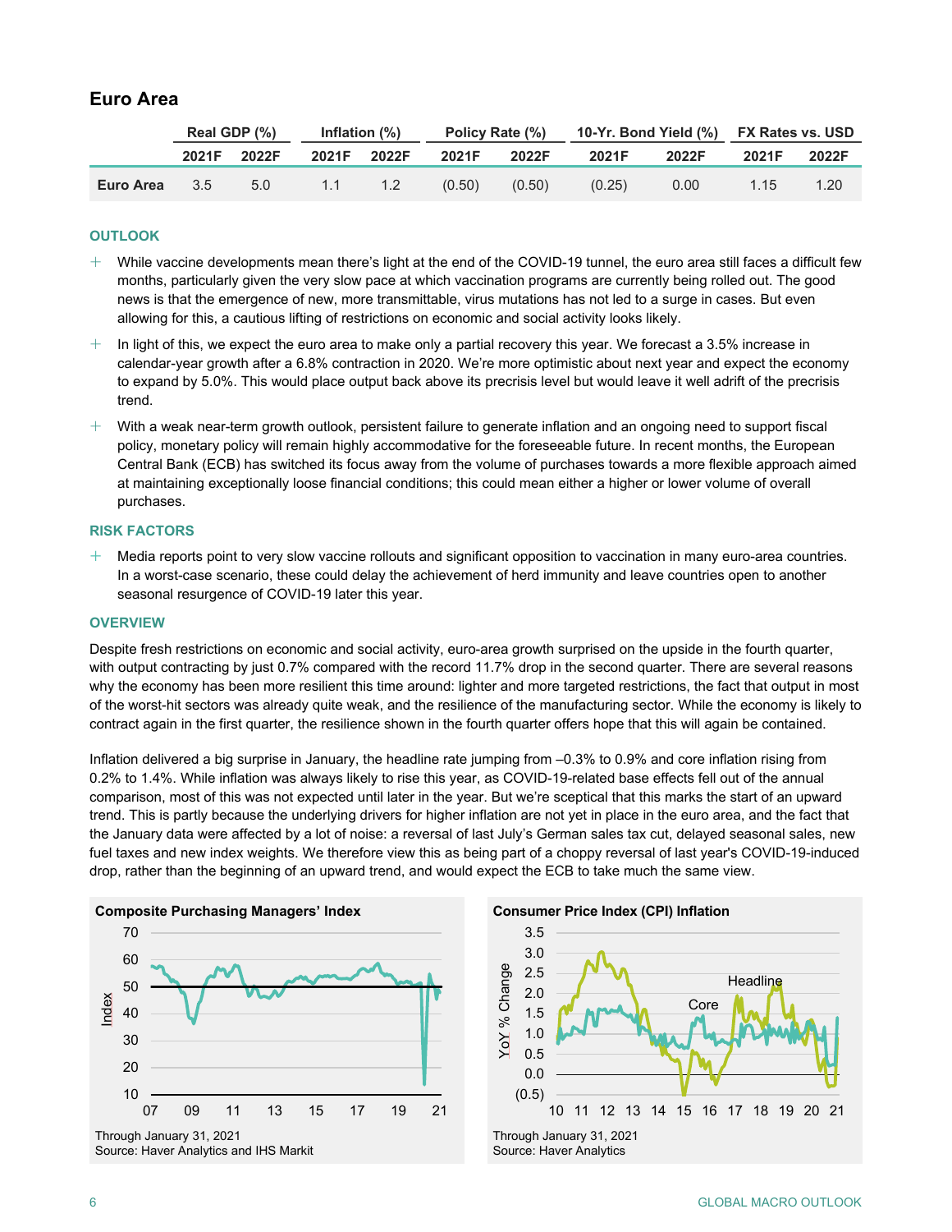## Euro Area

| | Real GDP (%) | | Inflation (%) | | Policy Rate (%) | | 10-Yr. Bond Yield (%) | | FX Rates vs. USD | |
|---|---|---|---|---|---|---|---|---|---|---|
| | 2021F | 2022F | 2021F | 2022F | 2021F | 2022F | 2021F | 2022F | 2021F | 2022F |
| **Euro Area** | 3.5 | 5.0 | 1.1 | 1.2 | (0.50) | (0.50) | (0.25) | 0.00 | 1.15 | 1.20 |

### OUTLOOK

- While vaccine developments mean there's light at the end of the COVID-19 tunnel, the euro area still faces a difficult few months, particularly given the very slow pace at which vaccination programs are currently being rolled out. The good news is that the emergence of new, more transmittable, virus mutations has not led to a surge in cases. But even allowing for this, a cautious lifting of restrictions on economic and social activity looks likely.
- In light of this, we expect the euro area to make only a partial recovery this year. We forecast a 3.5% increase in calendar-year growth after a 6.8% contraction in 2020. We're more optimistic about next year and expect the economy to expand by 5.0%. This would place output back above its precrisis level but would leave it well adrift of the precrisis trend.
- With a weak near-term growth outlook, persistent failure to generate inflation and an ongoing need to support fiscal policy, monetary policy will remain highly accommodative for the foreseeable future. In recent months, the European Central Bank (ECB) has switched its focus away from the volume of purchases towards a more flexible approach aimed at maintaining exceptionally loose financial conditions; this could mean either a higher or lower volume of overall purchases.

### RISK FACTORS

- Media reports point to very slow vaccine rollouts and significant opposition to vaccination in many euro-area countries. In a worst-case scenario, these could delay the achievement of herd immunity and leave countries open to another seasonal resurgence of COVID-19 later this year.

### OVERVIEW

Despite fresh restrictions on economic and social activity, euro-area growth surprised on the upside in the fourth quarter, with output contracting by just 0.7% compared with the record 11.7% drop in the second quarter. There are several reasons why the economy has been more resilient this time around: lighter and more targeted restrictions, the fact that output in most of the worst-hit sectors was already quite weak, and the resilience of the manufacturing sector. While the economy is likely to contract again in the first quarter, the resilience shown in the fourth quarter offers hope that this will again be contained.

Inflation delivered a big surprise in January, the headline rate jumping from –0.3% to 0.9% and core inflation rising from 0.2% to 1.4%. While inflation was always likely to rise this year, as COVID-19-related base effects fell out of the annual comparison, most of this was not expected until later in the year. But we're sceptical that this marks the start of an upward trend. This is partly because the underlying drivers for higher inflation are not yet in place in the euro area, and the fact that the January data were affected by a lot of noise: a reversal of last July's German sales tax cut, delayed seasonal sales, new fuel taxes and new index weights. We therefore view this as being part of a choppy reversal of last year's COVID-19-induced drop, rather than the beginning of an upward trend, and would expect the ECB to take much the same view.

**Composite Purchasing Managers' Index**

Through January 31, 2021
Source: Haver Analytics and IHS Markit

**Consumer Price Index (CPI) Inflation**

Through January 31, 2021
Source: Haver Analytics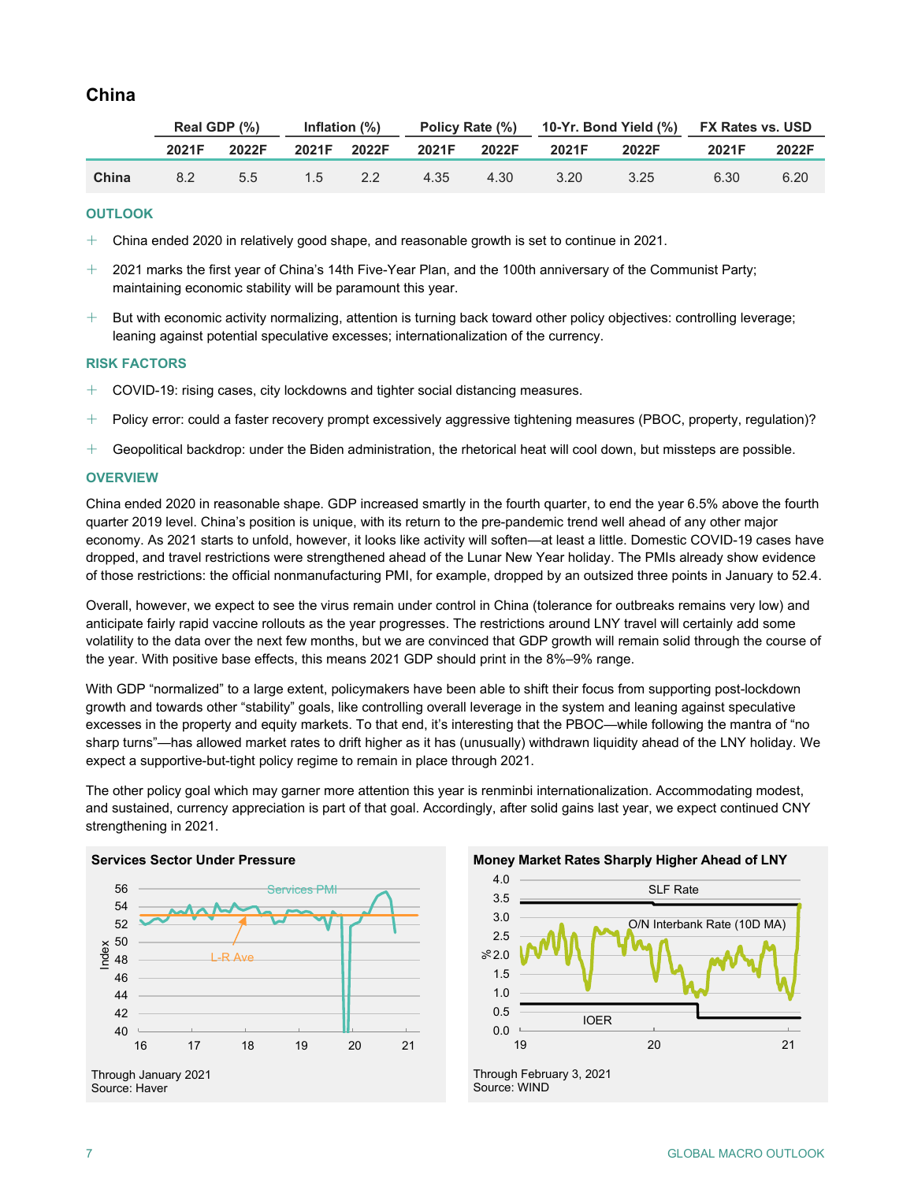## China

| | Real GDP (%) | | Inflation (%) | | Policy Rate (%) | | 10-Yr. Bond Yield (%) | | FX Rates vs. USD | |
|---|---|---|---|---|---|---|---|---|---|---|
| | 2021F | 2022F | 2021F | 2022F | 2021F | 2022F | 2021F | 2022F | 2021F | 2022F |
| China | 8.2 | 5.5 | 1.5 | 2.2 | 4.35 | 4.30 | 3.20 | 3.25 | 6.30 | 6.20 |

### OUTLOOK

- China ended 2020 in relatively good shape, and reasonable growth is set to continue in 2021.
- 2021 marks the first year of China's 14th Five-Year Plan, and the 100th anniversary of the Communist Party; maintaining economic stability will be paramount this year.
- But with economic activity normalizing, attention is turning back toward other policy objectives: controlling leverage; leaning against potential speculative excesses; internationalization of the currency.

### RISK FACTORS

- COVID-19: rising cases, city lockdowns and tighter social distancing measures.
- Policy error: could a faster recovery prompt excessively aggressive tightening measures (PBOC, property, regulation)?
- Geopolitical backdrop: under the Biden administration, the rhetorical heat will cool down, but missteps are possible.

### OVERVIEW

China ended 2020 in reasonable shape. GDP increased smartly in the fourth quarter, to end the year 6.5% above the fourth quarter 2019 level. China's position is unique, with its return to the pre-pandemic trend well ahead of any other major economy. As 2021 starts to unfold, however, it looks like activity will soften—at least a little. Domestic COVID-19 cases have dropped, and travel restrictions were strengthened ahead of the Lunar New Year holiday. The PMIs already show evidence of those restrictions: the official nonmanufacturing PMI, for example, dropped by an outsized three points in January to 52.4.

Overall, however, we expect to see the virus remain under control in China (tolerance for outbreaks remains very low) and anticipate fairly rapid vaccine rollouts as the year progresses. The restrictions around LNY travel will certainly add some volatility to the data over the next few months, but we are convinced that GDP growth will remain solid through the course of the year. With positive base effects, this means 2021 GDP should print in the 8%–9% range.

With GDP "normalized" to a large extent, policymakers have been able to shift their focus from supporting post-lockdown growth and towards other "stability" goals, like controlling overall leverage in the system and leaning against speculative excesses in the property and equity markets. To that end, it's interesting that the PBOC—while following the mantra of "no sharp turns"—has allowed market rates to drift higher as it has (unusually) withdrawn liquidity ahead of the LNY holiday. We expect a supportive-but-tight policy regime to remain in place through 2021.

The other policy goal which may garner more attention this year is renminbi internationalization. Accommodating modest, and sustained, currency appreciation is part of that goal. Accordingly, after solid gains last year, we expect continued CNY strengthening in 2021.

**Services Sector Under Pressure**

Through January 2021
Source: Haver

**Money Market Rates Sharply Higher Ahead of LNY**

Through February 3, 2021
Source: WIND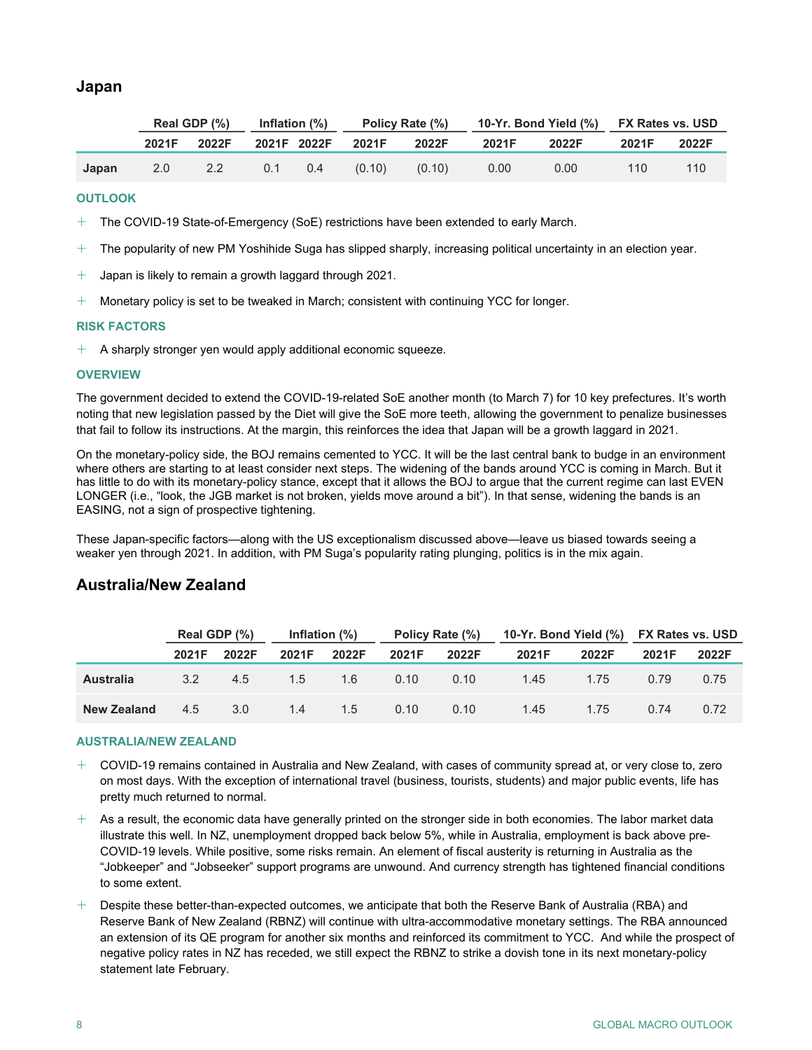## Japan

| | Real GDP (%) | | Inflation (%) | | Policy Rate (%) | | 10-Yr. Bond Yield (%) | | FX Rates vs. USD | |
|---|---|---|---|---|---|---|---|---|---|---|
| | 2021F | 2022F | 2021F | 2022F | 2021F | 2022F | 2021F | 2022F | 2021F | 2022F |
| **Japan** | 2.0 | 2.2 | 0.1 | 0.4 | (0.10) | (0.10) | 0.00 | 0.00 | 110 | 110 |

### OUTLOOK

- The COVID-19 State-of-Emergency (SoE) restrictions have been extended to early March.
- The popularity of new PM Yoshihide Suga has slipped sharply, increasing political uncertainty in an election year.
- Japan is likely to remain a growth laggard through 2021.
- Monetary policy is set to be tweaked in March; consistent with continuing YCC for longer.

### RISK FACTORS

- A sharply stronger yen would apply additional economic squeeze.

### OVERVIEW

The government decided to extend the COVID-19-related SoE another month (to March 7) for 10 key prefectures. It's worth noting that new legislation passed by the Diet will give the SoE more teeth, allowing the government to penalize businesses that fail to follow its instructions. At the margin, this reinforces the idea that Japan will be a growth laggard in 2021.

On the monetary-policy side, the BOJ remains cemented to YCC. It will be the last central bank to budge in an environment where others are starting to at least consider next steps. The widening of the bands around YCC is coming in March. But it has little to do with its monetary-policy stance, except that it allows the BOJ to argue that the current regime can last EVEN LONGER (i.e., "look, the JGB market is not broken, yields move around a bit"). In that sense, widening the bands is an EASING, not a sign of prospective tightening.

These Japan-specific factors—along with the US exceptionalism discussed above—leave us biased towards seeing a weaker yen through 2021. In addition, with PM Suga's popularity rating plunging, politics is in the mix again.

## Australia/New Zealand

| | Real GDP (%) | | Inflation (%) | | Policy Rate (%) | | 10-Yr. Bond Yield (%) | | FX Rates vs. USD | |
|---|---|---|---|---|---|---|---|---|---|---|
| | 2021F | 2022F | 2021F | 2022F | 2021F | 2022F | 2021F | 2022F | 2021F | 2022F |
| **Australia** | 3.2 | 4.5 | 1.5 | 1.6 | 0.10 | 0.10 | 1.45 | 1.75 | 0.79 | 0.75 |
| **New Zealand** | 4.5 | 3.0 | 1.4 | 1.5 | 0.10 | 0.10 | 1.45 | 1.75 | 0.74 | 0.72 |

### AUSTRALIA/NEW ZEALAND

- COVID-19 remains contained in Australia and New Zealand, with cases of community spread at, or very close to, zero on most days. With the exception of international travel (business, tourists, students) and major public events, life has pretty much returned to normal.
- As a result, the economic data have generally printed on the stronger side in both economies. The labor market data illustrate this well. In NZ, unemployment dropped back below 5%, while in Australia, employment is back above pre-COVID-19 levels. While positive, some risks remain. An element of fiscal austerity is returning in Australia as the "Jobkeeper" and "Jobseeker" support programs are unwound. And currency strength has tightened financial conditions to some extent.
- Despite these better-than-expected outcomes, we anticipate that both the Reserve Bank of Australia (RBA) and Reserve Bank of New Zealand (RBNZ) will continue with ultra-accommodative monetary settings. The RBA announced an extension of its QE program for another six months and reinforced its commitment to YCC. And while the prospect of negative policy rates in NZ has receded, we still expect the RBNZ to strike a dovish tone in its next monetary-policy statement late February.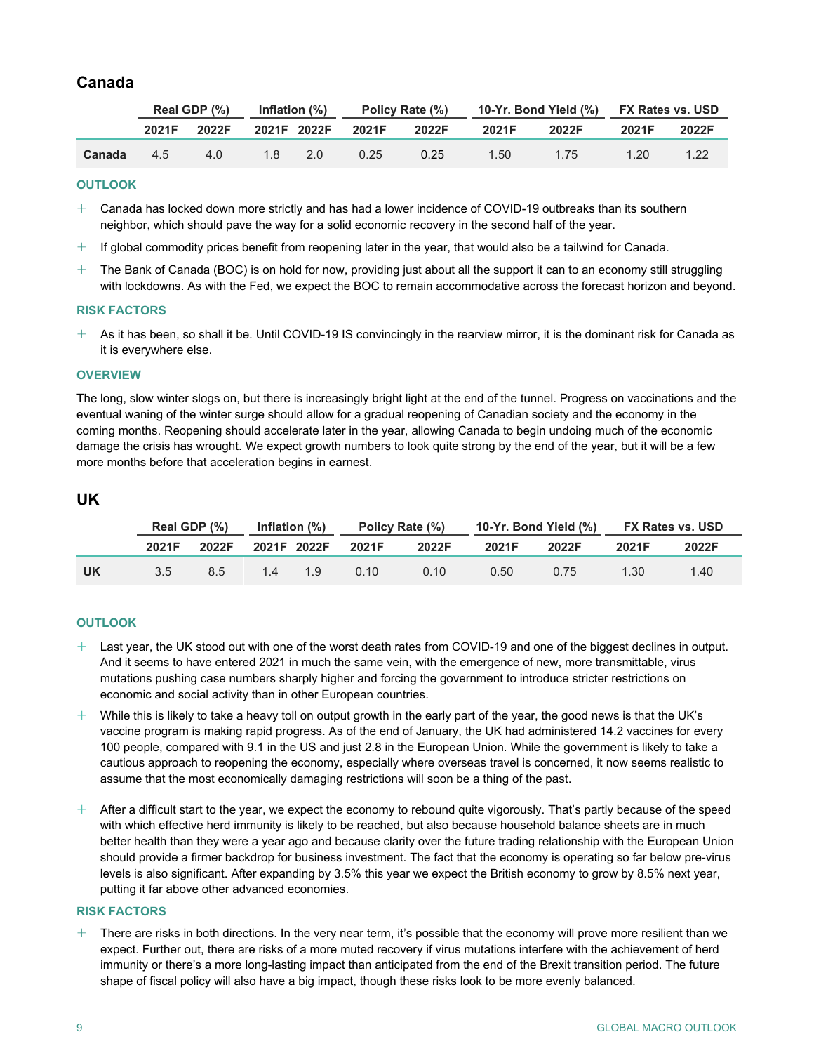## Canada

| | Real GDP (%) | | Inflation (%) | | Policy Rate (%) | | 10-Yr. Bond Yield (%) | | FX Rates vs. USD | |
|---|---|---|---|---|---|---|---|---|---|---|
| | 2021F | 2022F | 2021F | 2022F | 2021F | 2022F | 2021F | 2022F | 2021F | 2022F |
| **Canada** | 4.5 | 4.0 | 1.8 | 2.0 | 0.25 | 0.25 | 1.50 | 1.75 | 1.20 | 1.22 |

### OUTLOOK

- Canada has locked down more strictly and has had a lower incidence of COVID-19 outbreaks than its southern neighbor, which should pave the way for a solid economic recovery in the second half of the year.
- If global commodity prices benefit from reopening later in the year, that would also be a tailwind for Canada.
- The Bank of Canada (BOC) is on hold for now, providing just about all the support it can to an economy still struggling with lockdowns. As with the Fed, we expect the BOC to remain accommodative across the forecast horizon and beyond.

### RISK FACTORS

- As it has been, so shall it be. Until COVID-19 IS convincingly in the rearview mirror, it is the dominant risk for Canada as it is everywhere else.

### OVERVIEW

The long, slow winter slogs on, but there is increasingly bright light at the end of the tunnel. Progress on vaccinations and the eventual waning of the winter surge should allow for a gradual reopening of Canadian society and the economy in the coming months. Reopening should accelerate later in the year, allowing Canada to begin undoing much of the economic damage the crisis has wrought. We expect growth numbers to look quite strong by the end of the year, but it will be a few more months before that acceleration begins in earnest.

## UK

| | Real GDP (%) | | Inflation (%) | | Policy Rate (%) | | 10-Yr. Bond Yield (%) | | FX Rates vs. USD | |
|---|---|---|---|---|---|---|---|---|---|---|
| | 2021F | 2022F | 2021F | 2022F | 2021F | 2022F | 2021F | 2022F | 2021F | 2022F |
| **UK** | 3.5 | 8.5 | 1.4 | 1.9 | 0.10 | 0.10 | 0.50 | 0.75 | 1.30 | 1.40 |

### OUTLOOK

- Last year, the UK stood out with one of the worst death rates from COVID-19 and one of the biggest declines in output. And it seems to have entered 2021 in much the same vein, with the emergence of new, more transmittable, virus mutations pushing case numbers sharply higher and forcing the government to introduce stricter restrictions on economic and social activity than in other European countries.
- While this is likely to take a heavy toll on output growth in the early part of the year, the good news is that the UK's vaccine program is making rapid progress. As of the end of January, the UK had administered 14.2 vaccines for every 100 people, compared with 9.1 in the US and just 2.8 in the European Union. While the government is likely to take a cautious approach to reopening the economy, especially where overseas travel is concerned, it now seems realistic to assume that the most economically damaging restrictions will soon be a thing of the past.
- After a difficult start to the year, we expect the economy to rebound quite vigorously. That's partly because of the speed with which effective herd immunity is likely to be reached, but also because household balance sheets are in much better health than they were a year ago and because clarity over the future trading relationship with the European Union should provide a firmer backdrop for business investment. The fact that the economy is operating so far below pre-virus levels is also significant. After expanding by 3.5% this year we expect the British economy to grow by 8.5% next year, putting it far above other advanced economies.

### RISK FACTORS

- There are risks in both directions. In the very near term, it's possible that the economy will prove more resilient than we expect. Further out, there are risks of a more muted recovery if virus mutations interfere with the achievement of herd immunity or there's a more long-lasting impact than anticipated from the end of the Brexit transition period. The future shape of fiscal policy will also have a big impact, though these risks look to be more evenly balanced.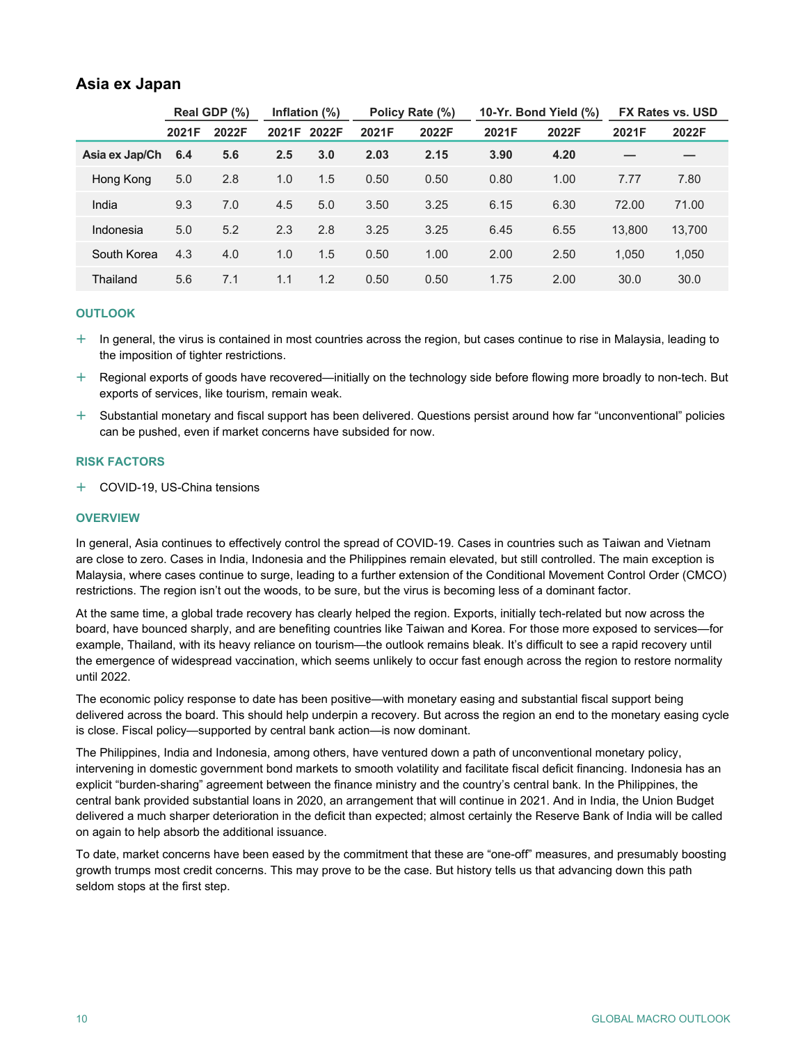## Asia ex Japan

| | Real GDP (%) | | Inflation (%) | | Policy Rate (%) | | 10-Yr. Bond Yield (%) | | FX Rates vs. USD | |
|---|---|---|---|---|---|---|---|---|---|---|
| | 2021F | 2022F | 2021F | 2022F | 2021F | 2022F | 2021F | 2022F | 2021F | 2022F |
| **Asia ex Jap/Ch** | **6.4** | **5.6** | **2.5** | **3.0** | **2.03** | **2.15** | **3.90** | **4.20** | **—** | **—** |
| Hong Kong | 5.0 | 2.8 | 1.0 | 1.5 | 0.50 | 0.50 | 0.80 | 1.00 | 7.77 | 7.80 |
| India | 9.3 | 7.0 | 4.5 | 5.0 | 3.50 | 3.25 | 6.15 | 6.30 | 72.00 | 71.00 |
| Indonesia | 5.0 | 5.2 | 2.3 | 2.8 | 3.25 | 3.25 | 6.45 | 6.55 | 13,800 | 13,700 |
| South Korea | 4.3 | 4.0 | 1.0 | 1.5 | 0.50 | 1.00 | 2.00 | 2.50 | 1,050 | 1,050 |
| Thailand | 5.6 | 7.1 | 1.1 | 1.2 | 0.50 | 0.50 | 1.75 | 2.00 | 30.0 | 30.0 |

### OUTLOOK

+ In general, the virus is contained in most countries across the region, but cases continue to rise in Malaysia, leading to the imposition of tighter restrictions.
+ Regional exports of goods have recovered—initially on the technology side before flowing more broadly to non-tech. But exports of services, like tourism, remain weak.
+ Substantial monetary and fiscal support has been delivered. Questions persist around how far "unconventional" policies can be pushed, even if market concerns have subsided for now.

### RISK FACTORS

+ COVID-19, US-China tensions

### OVERVIEW

In general, Asia continues to effectively control the spread of COVID-19. Cases in countries such as Taiwan and Vietnam are close to zero. Cases in India, Indonesia and the Philippines remain elevated, but still controlled. The main exception is Malaysia, where cases continue to surge, leading to a further extension of the Conditional Movement Control Order (CMCO) restrictions. The region isn't out the woods, to be sure, but the virus is becoming less of a dominant factor.

At the same time, a global trade recovery has clearly helped the region. Exports, initially tech-related but now across the board, have bounced sharply, and are benefiting countries like Taiwan and Korea. For those more exposed to services—for example, Thailand, with its heavy reliance on tourism—the outlook remains bleak. It's difficult to see a rapid recovery until the emergence of widespread vaccination, which seems unlikely to occur fast enough across the region to restore normality until 2022.

The economic policy response to date has been positive—with monetary easing and substantial fiscal support being delivered across the board. This should help underpin a recovery. But across the region an end to the monetary easing cycle is close. Fiscal policy—supported by central bank action—is now dominant.

The Philippines, India and Indonesia, among others, have ventured down a path of unconventional monetary policy, intervening in domestic government bond markets to smooth volatility and facilitate fiscal deficit financing. Indonesia has an explicit "burden-sharing" agreement between the finance ministry and the country's central bank. In the Philippines, the central bank provided substantial loans in 2020, an arrangement that will continue in 2021. And in India, the Union Budget delivered a much sharper deterioration in the deficit than expected; almost certainly the Reserve Bank of India will be called on again to help absorb the additional issuance.

To date, market concerns have been eased by the commitment that these are "one-off" measures, and presumably boosting growth trumps most credit concerns. This may prove to be the case. But history tells us that advancing down this path seldom stops at the first step.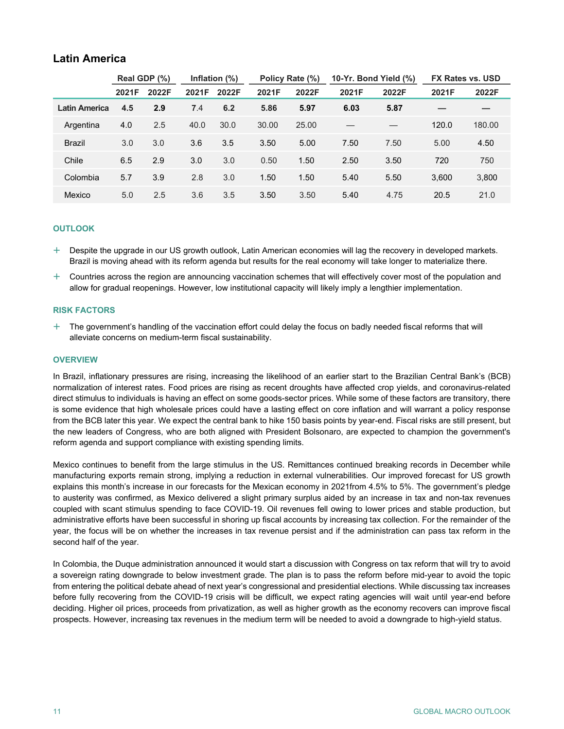## Latin America

| | Real GDP (%) | | Inflation (%) | | Policy Rate (%) | | 10-Yr. Bond Yield (%) | | FX Rates vs. USD | |
|---|---|---|---|---|---|---|---|---|---|---|
| | 2021F | 2022F | 2021F | 2022F | 2021F | 2022F | 2021F | 2022F | 2021F | 2022F |
| **Latin America** | **4.5** | **2.9** | 7.4 | **6.2** | **5.86** | **5.97** | **6.03** | **5.87** | — | — |
| Argentina | 4.0 | 2.5 | 40.0 | 30.0 | 30.00 | 25.00 | — | — | 120.0 | 180.00 |
| Brazil | 3.0 | 3.0 | 3.6 | 3.5 | 3.50 | 5.00 | 7.50 | 7.50 | 5.00 | 4.50 |
| Chile | 6.5 | 2.9 | 3.0 | 3.0 | 0.50 | 1.50 | 2.50 | 3.50 | 720 | 750 |
| Colombia | 5.7 | 3.9 | 2.8 | 3.0 | 1.50 | 1.50 | 5.40 | 5.50 | 3,600 | 3,800 |
| Mexico | 5.0 | 2.5 | 3.6 | 3.5 | 3.50 | 3.50 | 5.40 | 4.75 | 20.5 | 21.0 |

### OUTLOOK

+ Despite the upgrade in our US growth outlook, Latin American economies will lag the recovery in developed markets. Brazil is moving ahead with its reform agenda but results for the real economy will take longer to materialize there.
+ Countries across the region are announcing vaccination schemes that will effectively cover most of the population and allow for gradual reopenings. However, low institutional capacity will likely imply a lengthier implementation.

### RISK FACTORS

+ The government's handling of the vaccination effort could delay the focus on badly needed fiscal reforms that will alleviate concerns on medium-term fiscal sustainability.

### OVERVIEW

In Brazil, inflationary pressures are rising, increasing the likelihood of an earlier start to the Brazilian Central Bank's (BCB) normalization of interest rates. Food prices are rising as recent droughts have affected crop yields, and coronavirus-related direct stimulus to individuals is having an effect on some goods-sector prices. While some of these factors are transitory, there is some evidence that high wholesale prices could have a lasting effect on core inflation and will warrant a policy response from the BCB later this year. We expect the central bank to hike 150 basis points by year-end. Fiscal risks are still present, but the new leaders of Congress, who are both aligned with President Bolsonaro, are expected to champion the government's reform agenda and support compliance with existing spending limits.

Mexico continues to benefit from the large stimulus in the US. Remittances continued breaking records in December while manufacturing exports remain strong, implying a reduction in external vulnerabilities. Our improved forecast for US growth explains this month's increase in our forecasts for the Mexican economy in 2021from 4.5% to 5%. The government's pledge to austerity was confirmed, as Mexico delivered a slight primary surplus aided by an increase in tax and non-tax revenues coupled with scant stimulus spending to face COVID-19. Oil revenues fell owing to lower prices and stable production, but administrative efforts have been successful in shoring up fiscal accounts by increasing tax collection. For the remainder of the year, the focus will be on whether the increases in tax revenue persist and if the administration can pass tax reform in the second half of the year.

In Colombia, the Duque administration announced it would start a discussion with Congress on tax reform that will try to avoid a sovereign rating downgrade to below investment grade. The plan is to pass the reform before mid-year to avoid the topic from entering the political debate ahead of next year's congressional and presidential elections. While discussing tax increases before fully recovering from the COVID-19 crisis will be difficult, we expect rating agencies will wait until year-end before deciding. Higher oil prices, proceeds from privatization, as well as higher growth as the economy recovers can improve fiscal prospects. However, increasing tax revenues in the medium term will be needed to avoid a downgrade to high-yield status.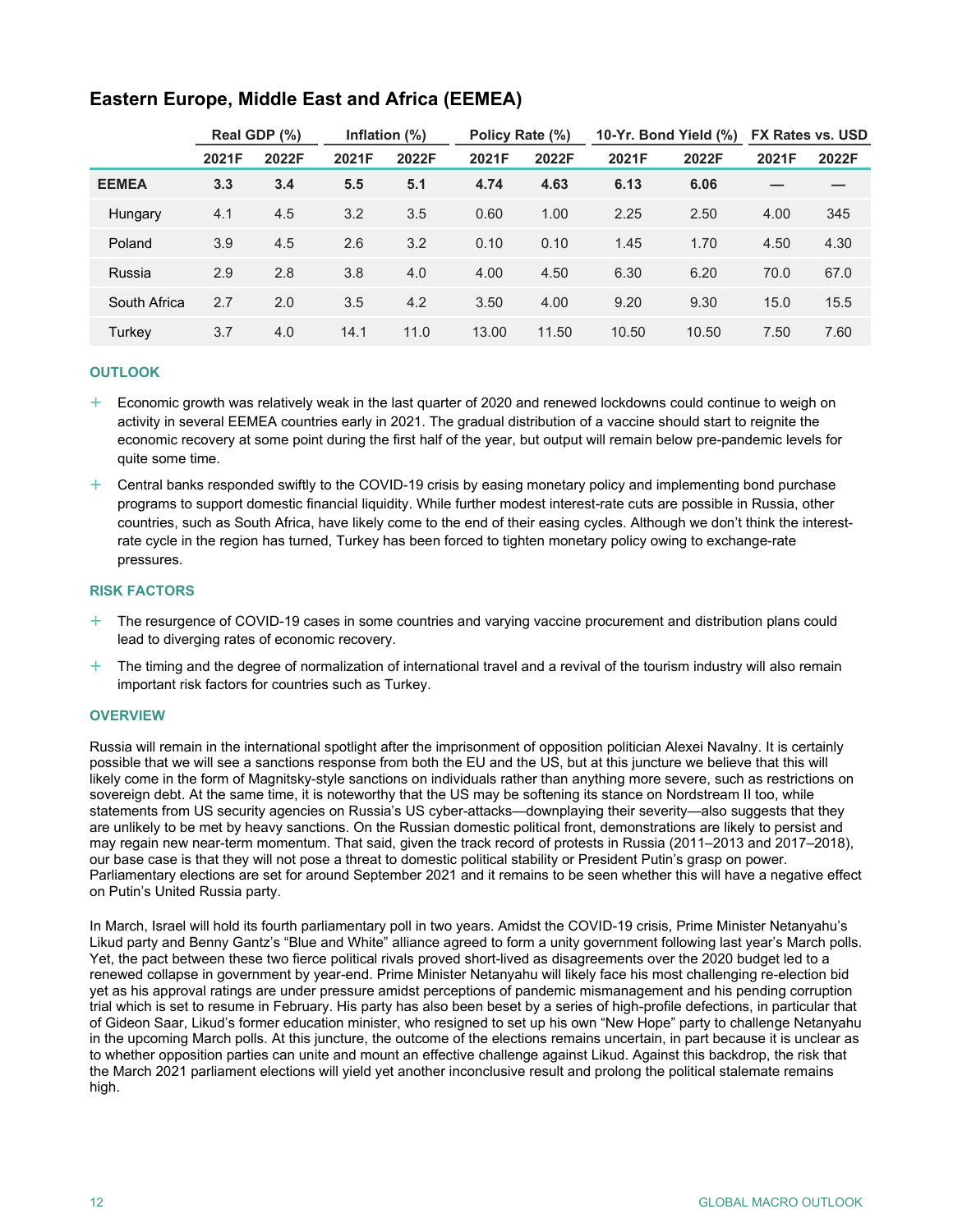## Eastern Europe, Middle East and Africa (EEMEA)

| | Real GDP (%) | | Inflation (%) | | Policy Rate (%) | | 10-Yr. Bond Yield (%) | | FX Rates vs. USD | |
|---|---|---|---|---|---|---|---|---|---|---|
| | 2021F | 2022F | 2021F | 2022F | 2021F | 2022F | 2021F | 2022F | 2021F | 2022F |
| **EEMEA** | **3.3** | **3.4** | **5.5** | **5.1** | **4.74** | **4.63** | **6.13** | **6.06** | **—** | **—** |
| Hungary | 4.1 | 4.5 | 3.2 | 3.5 | 0.60 | 1.00 | 2.25 | 2.50 | 4.00 | 345 |
| Poland | 3.9 | 4.5 | 2.6 | 3.2 | 0.10 | 0.10 | 1.45 | 1.70 | 4.50 | 4.30 |
| Russia | 2.9 | 2.8 | 3.8 | 4.0 | 4.00 | 4.50 | 6.30 | 6.20 | 70.0 | 67.0 |
| South Africa | 2.7 | 2.0 | 3.5 | 4.2 | 3.50 | 4.00 | 9.20 | 9.30 | 15.0 | 15.5 |
| Turkey | 3.7 | 4.0 | 14.1 | 11.0 | 13.00 | 11.50 | 10.50 | 10.50 | 7.50 | 7.60 |

### OUTLOOK

+ Economic growth was relatively weak in the last quarter of 2020 and renewed lockdowns could continue to weigh on activity in several EEMEA countries early in 2021. The gradual distribution of a vaccine should start to reignite the economic recovery at some point during the first half of the year, but output will remain below pre-pandemic levels for quite some time.
+ Central banks responded swiftly to the COVID-19 crisis by easing monetary policy and implementing bond purchase programs to support domestic financial liquidity. While further modest interest-rate cuts are possible in Russia, other countries, such as South Africa, have likely come to the end of their easing cycles. Although we don't think the interest-rate cycle in the region has turned, Turkey has been forced to tighten monetary policy owing to exchange-rate pressures.

### RISK FACTORS

+ The resurgence of COVID-19 cases in some countries and varying vaccine procurement and distribution plans could lead to diverging rates of economic recovery.
+ The timing and the degree of normalization of international travel and a revival of the tourism industry will also remain important risk factors for countries such as Turkey.

### OVERVIEW

Russia will remain in the international spotlight after the imprisonment of opposition politician Alexei Navalny. It is certainly possible that we will see a sanctions response from both the EU and the US, but at this juncture we believe that this will likely come in the form of Magnitsky-style sanctions on individuals rather than anything more severe, such as restrictions on sovereign debt. At the same time, it is noteworthy that the US may be softening its stance on Nordstream II too, while statements from US security agencies on Russia's US cyber-attacks—downplaying their severity—also suggests that they are unlikely to be met by heavy sanctions. On the Russian domestic political front, demonstrations are likely to persist and may regain new near-term momentum. That said, given the track record of protests in Russia (2011–2013 and 2017–2018), our base case is that they will not pose a threat to domestic political stability or President Putin's grasp on power. Parliamentary elections are set for around September 2021 and it remains to be seen whether this will have a negative effect on Putin's United Russia party.

In March, Israel will hold its fourth parliamentary poll in two years. Amidst the COVID-19 crisis, Prime Minister Netanyahu's Likud party and Benny Gantz's "Blue and White" alliance agreed to form a unity government following last year's March polls. Yet, the pact between these two fierce political rivals proved short-lived as disagreements over the 2020 budget led to a renewed collapse in government by year-end. Prime Minister Netanyahu will likely face his most challenging re-election bid yet as his approval ratings are under pressure amidst perceptions of pandemic mismanagement and his pending corruption trial which is set to resume in February. His party has also been beset by a series of high-profile defections, in particular that of Gideon Saar, Likud's former education minister, who resigned to set up his own "New Hope" party to challenge Netanyahu in the upcoming March polls. At this juncture, the outcome of the elections remains uncertain, in part because it is unclear as to whether opposition parties can unite and mount an effective challenge against Likud. Against this backdrop, the risk that the March 2021 parliament elections will yield yet another inconclusive result and prolong the political stalemate remains high.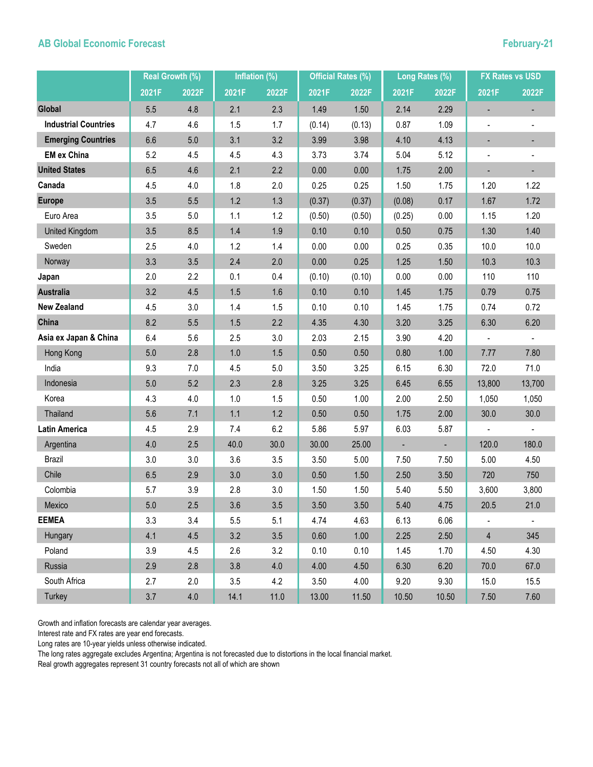**AB Global Economic Forecast** **February-21**

| | Real Growth (%) | | Inflation (%) | | Official Rates (%) | | Long Rates (%) | | FX Rates vs USD | |
|---|---|---|---|---|---|---|---|---|---|---|
| | 2021F | 2022F | 2021F | 2022F | 2021F | 2022F | 2021F | 2022F | 2021F | 2022F |
| **Global** | 5.5 | 4.8 | 2.1 | 2.3 | 1.49 | 1.50 | 2.14 | 2.29 | - | - |
| **Industrial Countries** | 4.7 | 4.6 | 1.5 | 1.7 | (0.14) | (0.13) | 0.87 | 1.09 | - | - |
| **Emerging Countries** | 6.6 | 5.0 | 3.1 | 3.2 | 3.99 | 3.98 | 4.10 | 4.13 | - | - |
| **EM ex China** | 5.2 | 4.5 | 4.5 | 4.3 | 3.73 | 3.74 | 5.04 | 5.12 | - | - |
| **United States** | 6.5 | 4.6 | 2.1 | 2.2 | 0.00 | 0.00 | 1.75 | 2.00 | - | - |
| **Canada** | 4.5 | 4.0 | 1.8 | 2.0 | 0.25 | 0.25 | 1.50 | 1.75 | 1.20 | 1.22 |
| **Europe** | 3.5 | 5.5 | 1.2 | 1.3 | (0.37) | (0.37) | (0.08) | 0.17 | 1.67 | 1.72 |
| Euro Area | 3.5 | 5.0 | 1.1 | 1.2 | (0.50) | (0.50) | (0.25) | 0.00 | 1.15 | 1.20 |
| United Kingdom | 3.5 | 8.5 | 1.4 | 1.9 | 0.10 | 0.10 | 0.50 | 0.75 | 1.30 | 1.40 |
| Sweden | 2.5 | 4.0 | 1.2 | 1.4 | 0.00 | 0.00 | 0.25 | 0.35 | 10.0 | 10.0 |
| Norway | 3.3 | 3.5 | 2.4 | 2.0 | 0.00 | 0.25 | 1.25 | 1.50 | 10.3 | 10.3 |
| **Japan** | 2.0 | 2.2 | 0.1 | 0.4 | (0.10) | (0.10) | 0.00 | 0.00 | 110 | 110 |
| **Australia** | 3.2 | 4.5 | 1.5 | 1.6 | 0.10 | 0.10 | 1.45 | 1.75 | 0.79 | 0.75 |
| **New Zealand** | 4.5 | 3.0 | 1.4 | 1.5 | 0.10 | 0.10 | 1.45 | 1.75 | 0.74 | 0.72 |
| **China** | 8.2 | 5.5 | 1.5 | 2.2 | 4.35 | 4.30 | 3.20 | 3.25 | 6.30 | 6.20 |
| **Asia ex Japan & China** | 6.4 | 5.6 | 2.5 | 3.0 | 2.03 | 2.15 | 3.90 | 4.20 | - | - |
| Hong Kong | 5.0 | 2.8 | 1.0 | 1.5 | 0.50 | 0.50 | 0.80 | 1.00 | 7.77 | 7.80 |
| India | 9.3 | 7.0 | 4.5 | 5.0 | 3.50 | 3.25 | 6.15 | 6.30 | 72.0 | 71.0 |
| Indonesia | 5.0 | 5.2 | 2.3 | 2.8 | 3.25 | 3.25 | 6.45 | 6.55 | 13,800 | 13,700 |
| Korea | 4.3 | 4.0 | 1.0 | 1.5 | 0.50 | 1.00 | 2.00 | 2.50 | 1,050 | 1,050 |
| Thailand | 5.6 | 7.1 | 1.1 | 1.2 | 0.50 | 0.50 | 1.75 | 2.00 | 30.0 | 30.0 |
| **Latin America** | 4.5 | 2.9 | 7.4 | 6.2 | 5.86 | 5.97 | 6.03 | 5.87 | - | - |
| Argentina | 4.0 | 2.5 | 40.0 | 30.0 | 30.00 | 25.00 | - | - | 120.0 | 180.0 |
| Brazil | 3.0 | 3.0 | 3.6 | 3.5 | 3.50 | 5.00 | 7.50 | 7.50 | 5.00 | 4.50 |
| Chile | 6.5 | 2.9 | 3.0 | 3.0 | 0.50 | 1.50 | 2.50 | 3.50 | 720 | 750 |
| Colombia | 5.7 | 3.9 | 2.8 | 3.0 | 1.50 | 1.50 | 5.40 | 5.50 | 3,600 | 3,800 |
| Mexico | 5.0 | 2.5 | 3.6 | 3.5 | 3.50 | 3.50 | 5.40 | 4.75 | 20.5 | 21.0 |
| **EEMEA** | 3.3 | 3.4 | 5.5 | 5.1 | 4.74 | 4.63 | 6.13 | 6.06 | - | - |
| Hungary | 4.1 | 4.5 | 3.2 | 3.5 | 0.60 | 1.00 | 2.25 | 2.50 | 4 | 345 |
| Poland | 3.9 | 4.5 | 2.6 | 3.2 | 0.10 | 0.10 | 1.45 | 1.70 | 4.50 | 4.30 |
| Russia | 2.9 | 2.8 | 3.8 | 4.0 | 4.00 | 4.50 | 6.30 | 6.20 | 70.0 | 67.0 |
| South Africa | 2.7 | 2.0 | 3.5 | 4.2 | 3.50 | 4.00 | 9.20 | 9.30 | 15.0 | 15.5 |
| Turkey | 3.7 | 4.0 | 14.1 | 11.0 | 13.00 | 11.50 | 10.50 | 10.50 | 7.50 | 7.60 |

Growth and inflation forecasts are calendar year averages.
Interest rate and FX rates are year end forecasts.
Long rates are 10-year yields unless otherwise indicated.
The long rates aggregate excludes Argentina; Argentina is not forecasted due to distortions in the local financial market.
Real growth aggregates represent 31 country forecasts not all of which are shown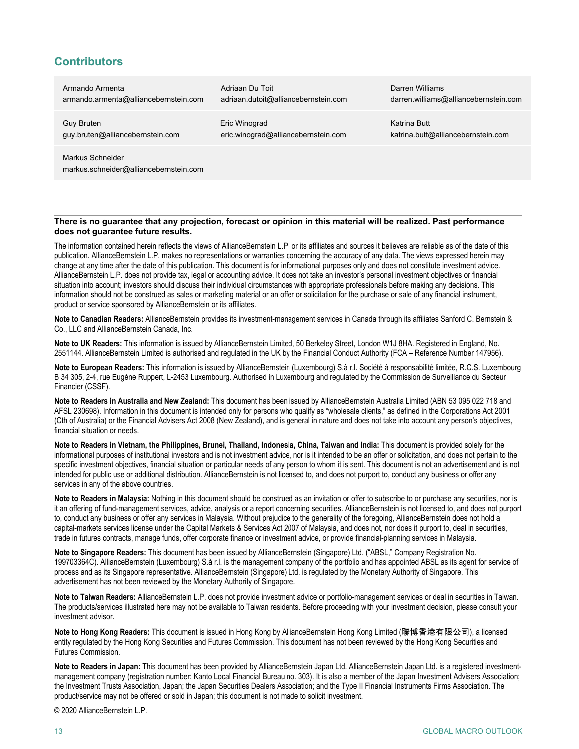## Contributors

| | | |
|---|---|---|
| Armando Armenta<br>armando.armenta@alliancebernstein.com | Adriaan Du Toit<br>adriaan.dutoit@alliancebernstein.com | Darren Williams<br>darren.williams@alliancebernstein.com |
| Guy Bruten<br>guy.bruten@alliancebernstein.com | Eric Winograd<br>eric.winograd@alliancebernstein.com | Katrina Butt<br>katrina.butt@alliancebernstein.com |
| Markus Schneider<br>markus.schneider@alliancebernstein.com | | |

**There is no guarantee that any projection, forecast or opinion in this material will be realized. Past performance does not guarantee future results.**

The information contained herein reflects the views of AllianceBernstein L.P. or its affiliates and sources it believes are reliable as of the date of this publication. AllianceBernstein L.P. makes no representations or warranties concerning the accuracy of any data. The views expressed herein may change at any time after the date of this publication. This document is for informational purposes only and does not constitute investment advice. AllianceBernstein L.P. does not provide tax, legal or accounting advice. It does not take an investor's personal investment objectives or financial situation into account; investors should discuss their individual circumstances with appropriate professionals before making any decisions. This information should not be construed as sales or marketing material or an offer or solicitation for the purchase or sale of any financial instrument, product or service sponsored by AllianceBernstein or its affiliates.

**Note to Canadian Readers:** AllianceBernstein provides its investment-management services in Canada through its affiliates Sanford C. Bernstein & Co., LLC and AllianceBernstein Canada, Inc.

**Note to UK Readers:** This information is issued by AllianceBernstein Limited, 50 Berkeley Street, London W1J 8HA. Registered in England, No. 2551144. AllianceBernstein Limited is authorised and regulated in the UK by the Financial Conduct Authority (FCA – Reference Number 147956).

**Note to European Readers:** This information is issued by AllianceBernstein (Luxembourg) S.à r.l. Société à responsabilité limitée, R.C.S. Luxembourg B 34 305, 2-4, rue Eugène Ruppert, L-2453 Luxembourg. Authorised in Luxembourg and regulated by the Commission de Surveillance du Secteur Financier (CSSF).

**Note to Readers in Australia and New Zealand:** This document has been issued by AllianceBernstein Australia Limited (ABN 53 095 022 718 and AFSL 230698). Information in this document is intended only for persons who qualify as "wholesale clients," as defined in the Corporations Act 2001 (Cth of Australia) or the Financial Advisers Act 2008 (New Zealand), and is general in nature and does not take into account any person's objectives, financial situation or needs.

**Note to Readers in Vietnam, the Philippines, Brunei, Thailand, Indonesia, China, Taiwan and India:** This document is provided solely for the informational purposes of institutional investors and is not investment advice, nor is it intended to be an offer or solicitation, and does not pertain to the specific investment objectives, financial situation or particular needs of any person to whom it is sent. This document is not an advertisement and is not intended for public use or additional distribution. AllianceBernstein is not licensed to, and does not purport to, conduct any business or offer any services in any of the above countries.

**Note to Readers in Malaysia:** Nothing in this document should be construed as an invitation or offer to subscribe to or purchase any securities, nor is it an offering of fund-management services, advice, analysis or a report concerning securities. AllianceBernstein is not licensed to, and does not purport to, conduct any business or offer any services in Malaysia. Without prejudice to the generality of the foregoing, AllianceBernstein does not hold a capital-markets services license under the Capital Markets & Services Act 2007 of Malaysia, and does not, nor does it purport to, deal in securities, trade in futures contracts, manage funds, offer corporate finance or investment advice, or provide financial-planning services in Malaysia.

**Note to Singapore Readers:** This document has been issued by AllianceBernstein (Singapore) Ltd. ("ABSL," Company Registration No. 199703364C). AllianceBernstein (Luxembourg) S.à r.l. is the management company of the portfolio and has appointed ABSL as its agent for service of process and as its Singapore representative. AllianceBernstein (Singapore) Ltd. is regulated by the Monetary Authority of Singapore. This advertisement has not been reviewed by the Monetary Authority of Singapore.

**Note to Taiwan Readers:** AllianceBernstein L.P. does not provide investment advice or portfolio-management services or deal in securities in Taiwan. The products/services illustrated here may not be available to Taiwan residents. Before proceeding with your investment decision, please consult your investment advisor.

**Note to Hong Kong Readers:** This document is issued in Hong Kong by AllianceBernstein Hong Kong Limited (聯博香港有限公司), a licensed entity regulated by the Hong Kong Securities and Futures Commission. This document has not been reviewed by the Hong Kong Securities and Futures Commission.

**Note to Readers in Japan:** This document has been provided by AllianceBernstein Japan Ltd. AllianceBernstein Japan Ltd. is a registered investment-management company (registration number: Kanto Local Financial Bureau no. 303). It is also a member of the Japan Investment Advisers Association; the Investment Trusts Association, Japan; the Japan Securities Dealers Association; and the Type II Financial Instruments Firms Association. The product/service may not be offered or sold in Japan; this document is not made to solicit investment.

© 2020 AllianceBernstein L.P.